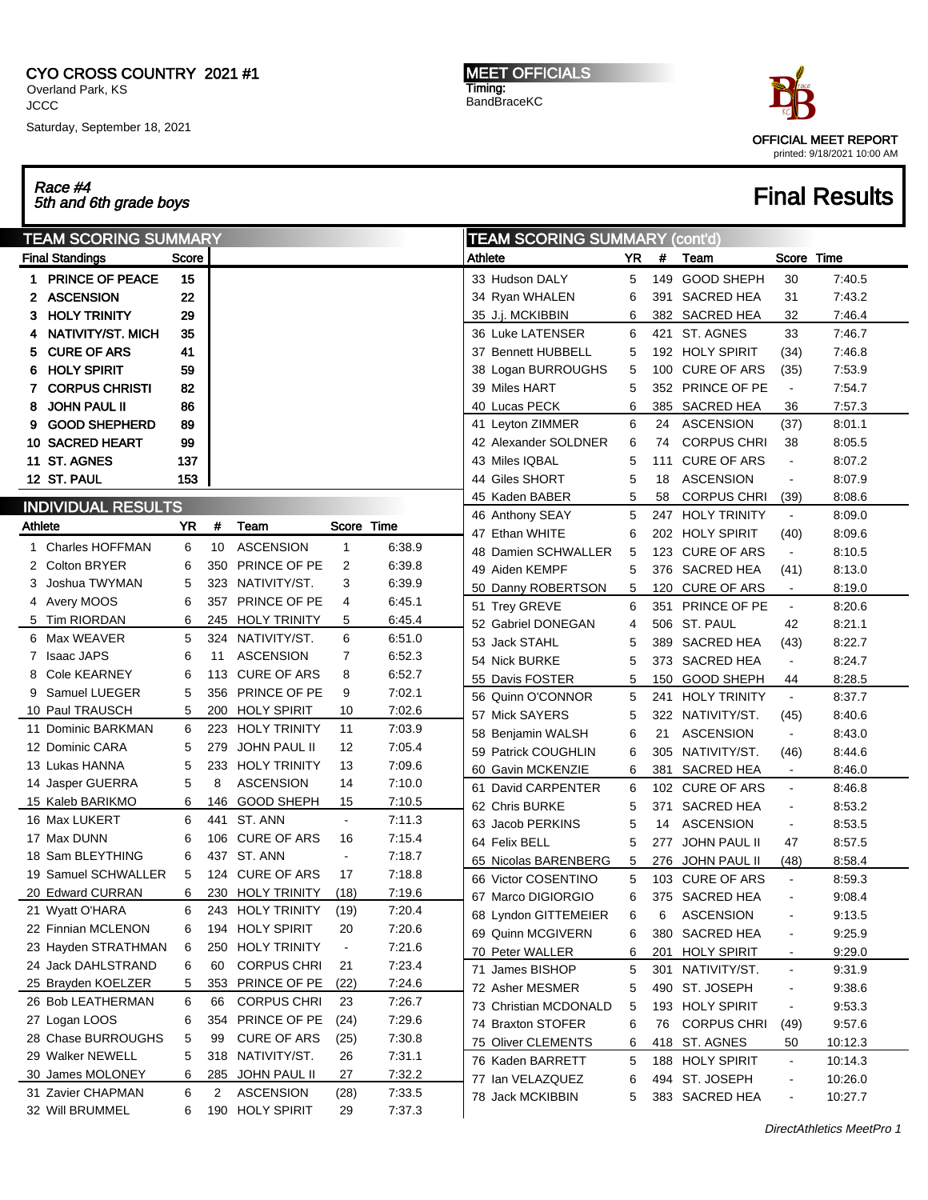**CYO CROSS COUNTRY 2021 #1**
Overland Park, KS
JCCC
Saturday, September 18, 2021

**MEET OFFICIALS**
Timing:
BandBraceKC

OFFICIAL MEET REPORT
printed: 9/18/2021 10:00 AM

## Race #4
*5th and 6th grade boys*

# Final Results

## TEAM SCORING SUMMARY

| Final Standings | Score |
|---|---|
| 1 PRINCE OF PEACE | 15 |
| 2 ASCENSION | 22 |
| 3 HOLY TRINITY | 29 |
| 4 NATIVITY/ST. MICH | 35 |
| 5 CURE OF ARS | 41 |
| 6 HOLY SPIRIT | 59 |
| 7 CORPUS CHRISTI | 82 |
| 8 JOHN PAUL II | 86 |
| 9 GOOD SHEPHERD | 89 |
| 10 SACRED HEART | 99 |
| 11 ST. AGNES | 137 |
| 12 ST. PAUL | 153 |

## INDIVIDUAL RESULTS

| Athlete | YR | # | Team | Score | Time |
|---|---|---|---|---|---|
| 1 Charles HOFFMAN | 6 | 10 | ASCENSION | 1 | 6:38.9 |
| 2 Colton BRYER | 6 | 350 | PRINCE OF PE | 2 | 6:39.8 |
| 3 Joshua TWYMAN | 5 | 323 | NATIVITY/ST. | 3 | 6:39.9 |
| 4 Avery MOOS | 6 | 357 | PRINCE OF PE | 4 | 6:45.1 |
| 5 Tim RIORDAN | 6 | 245 | HOLY TRINITY | 5 | 6:45.4 |
| 6 Max WEAVER | 5 | 324 | NATIVITY/ST. | 6 | 6:51.0 |
| 7 Isaac JAPS | 6 | 11 | ASCENSION | 7 | 6:52.3 |
| 8 Cole KEARNEY | 6 | 113 | CURE OF ARS | 8 | 6:52.7 |
| 9 Samuel LUEGER | 5 | 356 | PRINCE OF PE | 9 | 7:02.1 |
| 10 Paul TRAUSCH | 5 | 200 | HOLY SPIRIT | 10 | 7:02.6 |
| 11 Dominic BARKMAN | 6 | 223 | HOLY TRINITY | 11 | 7:03.9 |
| 12 Dominic CARA | 5 | 279 | JOHN PAUL II | 12 | 7:05.4 |
| 13 Lukas HANNA | 5 | 233 | HOLY TRINITY | 13 | 7:09.6 |
| 14 Jasper GUERRA | 5 | 8 | ASCENSION | 14 | 7:10.0 |
| 15 Kaleb BARIKMO | 6 | 146 | GOOD SHEPH | 15 | 7:10.5 |
| 16 Max LUKERT | 6 | 441 | ST. ANN | - | 7:11.3 |
| 17 Max DUNN | 6 | 106 | CURE OF ARS | 16 | 7:15.4 |
| 18 Sam BLEYTHING | 6 | 437 | ST. ANN | - | 7:18.7 |
| 19 Samuel SCHWALLER | 5 | 124 | CURE OF ARS | 17 | 7:18.8 |
| 20 Edward CURRAN | 6 | 230 | HOLY TRINITY | (18) | 7:19.6 |
| 21 Wyatt O'HARA | 6 | 243 | HOLY TRINITY | (19) | 7:20.4 |
| 22 Finnian MCLENON | 6 | 194 | HOLY SPIRIT | 20 | 7:20.6 |
| 23 Hayden STRATHMAN | 6 | 250 | HOLY TRINITY | - | 7:21.6 |
| 24 Jack DAHLSTRAND | 6 | 60 | CORPUS CHRI | 21 | 7:23.4 |
| 25 Brayden KOELZER | 5 | 353 | PRINCE OF PE | (22) | 7:24.6 |
| 26 Bob LEATHERMAN | 6 | 66 | CORPUS CHRI | 23 | 7:26.7 |
| 27 Logan LOOS | 6 | 354 | PRINCE OF PE | (24) | 7:29.6 |
| 28 Chase BURROUGHS | 5 | 99 | CURE OF ARS | (25) | 7:30.8 |
| 29 Walker NEWELL | 5 | 318 | NATIVITY/ST. | 26 | 7:31.1 |
| 30 James MOLONEY | 6 | 285 | JOHN PAUL II | 27 | 7:32.2 |
| 31 Zavier CHAPMAN | 6 | 2 | ASCENSION | (28) | 7:33.5 |
| 32 Will BRUMMEL | 6 | 190 | HOLY SPIRIT | 29 | 7:37.3 |
| 33 Hudson DALY | 5 | 149 | GOOD SHEPH | 30 | 7:40.5 |
| 34 Ryan WHALEN | 6 | 391 | SACRED HEA | 31 | 7:43.2 |
| 35 J.j. MCKIBBIN | 6 | 382 | SACRED HEA | 32 | 7:46.4 |
| 36 Luke LATENSER | 6 | 421 | ST. AGNES | 33 | 7:46.7 |
| 37 Bennett HUBBELL | 5 | 192 | HOLY SPIRIT | (34) | 7:46.8 |
| 38 Logan BURROUGHS | 5 | 100 | CURE OF ARS | (35) | 7:53.9 |
| 39 Miles HART | 5 | 352 | PRINCE OF PE | - | 7:54.7 |
| 40 Lucas PECK | 6 | 385 | SACRED HEA | 36 | 7:57.3 |
| 41 Leyton ZIMMER | 6 | 24 | ASCENSION | (37) | 8:01.1 |
| 42 Alexander SOLDNER | 6 | 74 | CORPUS CHRI | 38 | 8:05.5 |
| 43 Miles IQBAL | 5 | 111 | CURE OF ARS | - | 8:07.2 |
| 44 Giles SHORT | 5 | 18 | ASCENSION | - | 8:07.9 |
| 45 Kaden BABER | 5 | 58 | CORPUS CHRI | (39) | 8:08.6 |
| 46 Anthony SEAY | 5 | 247 | HOLY TRINITY | - | 8:09.0 |
| 47 Ethan WHITE | 6 | 202 | HOLY SPIRIT | (40) | 8:09.6 |
| 48 Damien SCHWALLER | 5 | 123 | CURE OF ARS | - | 8:10.5 |
| 49 Aiden KEMPF | 5 | 376 | SACRED HEA | (41) | 8:13.0 |
| 50 Danny ROBERTSON | 5 | 120 | CURE OF ARS | - | 8:19.0 |
| 51 Trey GREVE | 6 | 351 | PRINCE OF PE | - | 8:20.6 |
| 52 Gabriel DONEGAN | 4 | 506 | ST. PAUL | 42 | 8:21.1 |
| 53 Jack STAHL | 5 | 389 | SACRED HEA | (43) | 8:22.7 |
| 54 Nick BURKE | 5 | 373 | SACRED HEA | - | 8:24.7 |
| 55 Davis FOSTER | 5 | 150 | GOOD SHEPH | 44 | 8:28.5 |
| 56 Quinn O'CONNOR | 5 | 241 | HOLY TRINITY | - | 8:37.7 |
| 57 Mick SAYERS | 5 | 322 | NATIVITY/ST. | (45) | 8:40.6 |
| 58 Benjamin WALSH | 6 | 21 | ASCENSION | - | 8:43.0 |
| 59 Patrick COUGHLIN | 6 | 305 | NATIVITY/ST. | (46) | 8:44.6 |
| 60 Gavin MCKENZIE | 6 | 381 | SACRED HEA | - | 8:46.0 |
| 61 David CARPENTER | 6 | 102 | CURE OF ARS | - | 8:46.8 |
| 62 Chris BURKE | 5 | 371 | SACRED HEA | - | 8:53.2 |
| 63 Jacob PERKINS | 5 | 14 | ASCENSION | - | 8:53.5 |
| 64 Felix BELL | 5 | 277 | JOHN PAUL II | 47 | 8:57.5 |
| 65 Nicolas BARENBERG | 5 | 276 | JOHN PAUL II | (48) | 8:58.4 |
| 66 Victor COSENTINO | 5 | 103 | CURE OF ARS | - | 8:59.3 |
| 67 Marco DIGIORGIO | 6 | 375 | SACRED HEA | - | 9:08.4 |
| 68 Lyndon GITTEMEIER | 6 | 6 | ASCENSION | - | 9:13.5 |
| 69 Quinn MCGIVERN | 6 | 380 | SACRED HEA | - | 9:25.9 |
| 70 Peter WALLER | 6 | 201 | HOLY SPIRIT | - | 9:29.0 |
| 71 James BISHOP | 5 | 301 | NATIVITY/ST. | - | 9:31.9 |
| 72 Asher MESMER | 5 | 490 | ST. JOSEPH | - | 9:38.6 |
| 73 Christian MCDONALD | 5 | 193 | HOLY SPIRIT | - | 9:53.3 |
| 74 Braxton STOFER | 6 | 76 | CORPUS CHRI | (49) | 9:57.6 |
| 75 Oliver CLEMENTS | 6 | 418 | ST. AGNES | 50 | 10:12.3 |
| 76 Kaden BARRETT | 5 | 188 | HOLY SPIRIT | - | 10:14.3 |
| 77 Ian VELAZQUEZ | 6 | 494 | ST. JOSEPH | - | 10:26.0 |
| 78 Jack MCKIBBIN | 5 | 383 | SACRED HEA | - | 10:27.7 |

*DirectAthletics MeetPro 1*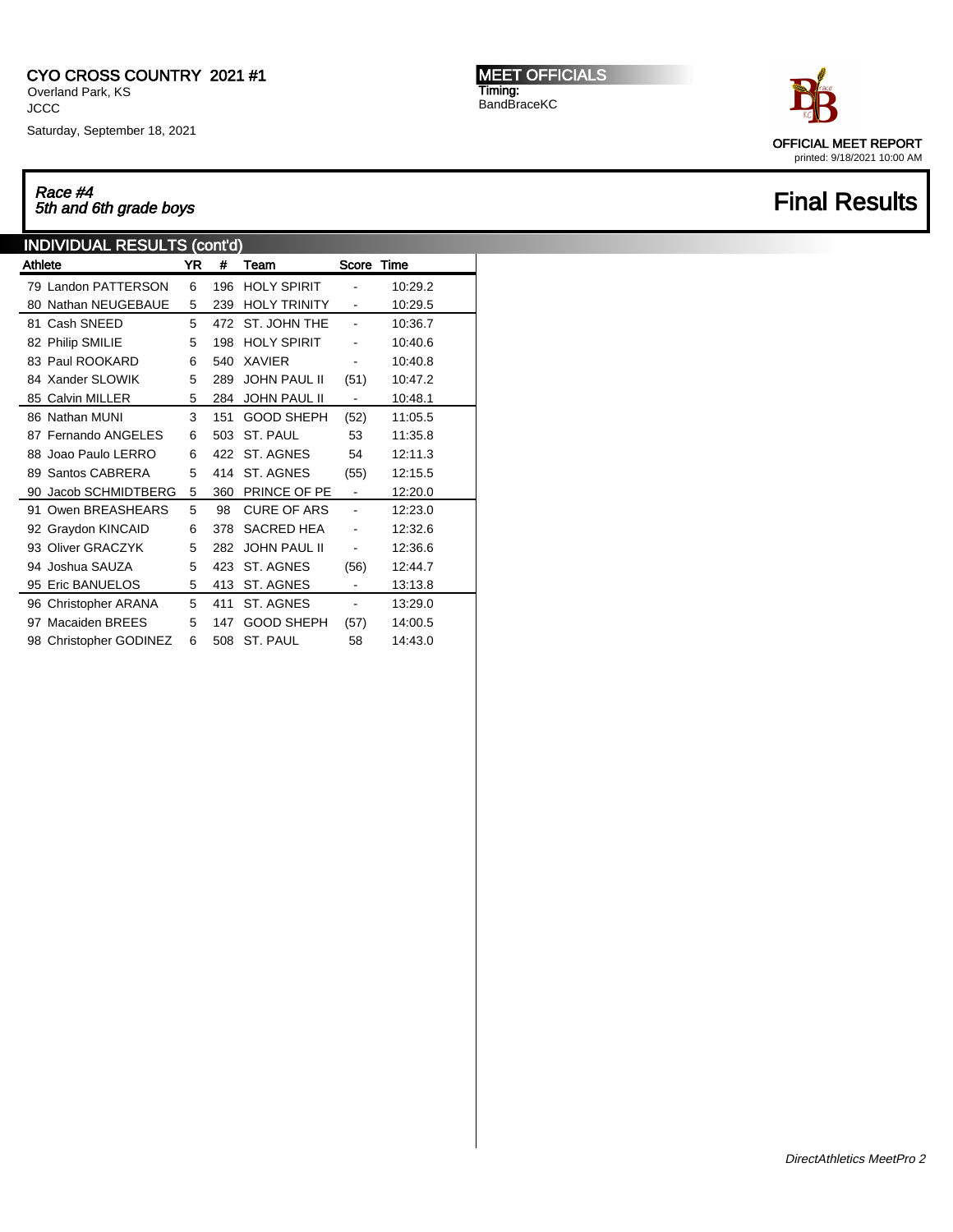CYO CROSS COUNTRY 2021 #1
Overland Park, KS
JCCC
Saturday, September 18, 2021

**MEET OFFICIALS**
Timing:
BandBraceKC

OFFICIAL MEET REPORT
printed: 9/18/2021 10:00 AM

*Race #4*
*5th and 6th grade boys*

# Final Results

## INDIVIDUAL RESULTS (cont'd)

| Athlete | YR | # | Team | Score | Time |
|---|---|---|---|---|---|
| 79 Landon PATTERSON | 6 | 196 | HOLY SPIRIT | - | 10:29.2 |
| 80 Nathan NEUGEBAUE | 5 | 239 | HOLY TRINITY | - | 10:29.5 |
| 81 Cash SNEED | 5 | 472 | ST. JOHN THE | - | 10:36.7 |
| 82 Philip SMILIE | 5 | 198 | HOLY SPIRIT | - | 10:40.6 |
| 83 Paul ROOKARD | 6 | 540 | XAVIER | - | 10:40.8 |
| 84 Xander SLOWIK | 5 | 289 | JOHN PAUL II | (51) | 10:47.2 |
| 85 Calvin MILLER | 5 | 284 | JOHN PAUL II | - | 10:48.1 |
| 86 Nathan MUNI | 3 | 151 | GOOD SHEPH | (52) | 11:05.5 |
| 87 Fernando ANGELES | 6 | 503 | ST. PAUL | 53 | 11:35.8 |
| 88 Joao Paulo LERRO | 6 | 422 | ST. AGNES | 54 | 12:11.3 |
| 89 Santos CABRERA | 5 | 414 | ST. AGNES | (55) | 12:15.5 |
| 90 Jacob SCHMIDTBERG | 5 | 360 | PRINCE OF PE | - | 12:20.0 |
| 91 Owen BREASHEARS | 5 | 98 | CURE OF ARS | - | 12:23.0 |
| 92 Graydon KINCAID | 6 | 378 | SACRED HEA | - | 12:32.6 |
| 93 Oliver GRACZYK | 5 | 282 | JOHN PAUL II | - | 12:36.6 |
| 94 Joshua SAUZA | 5 | 423 | ST. AGNES | (56) | 12:44.7 |
| 95 Eric BANUELOS | 5 | 413 | ST. AGNES | - | 13:13.8 |
| 96 Christopher ARANA | 5 | 411 | ST. AGNES | - | 13:29.0 |
| 97 Macaiden BREES | 5 | 147 | GOOD SHEPH | (57) | 14:00.5 |
| 98 Christopher GODINEZ | 6 | 508 | ST. PAUL | 58 | 14:43.0 |

*DirectAthletics MeetPro 2*